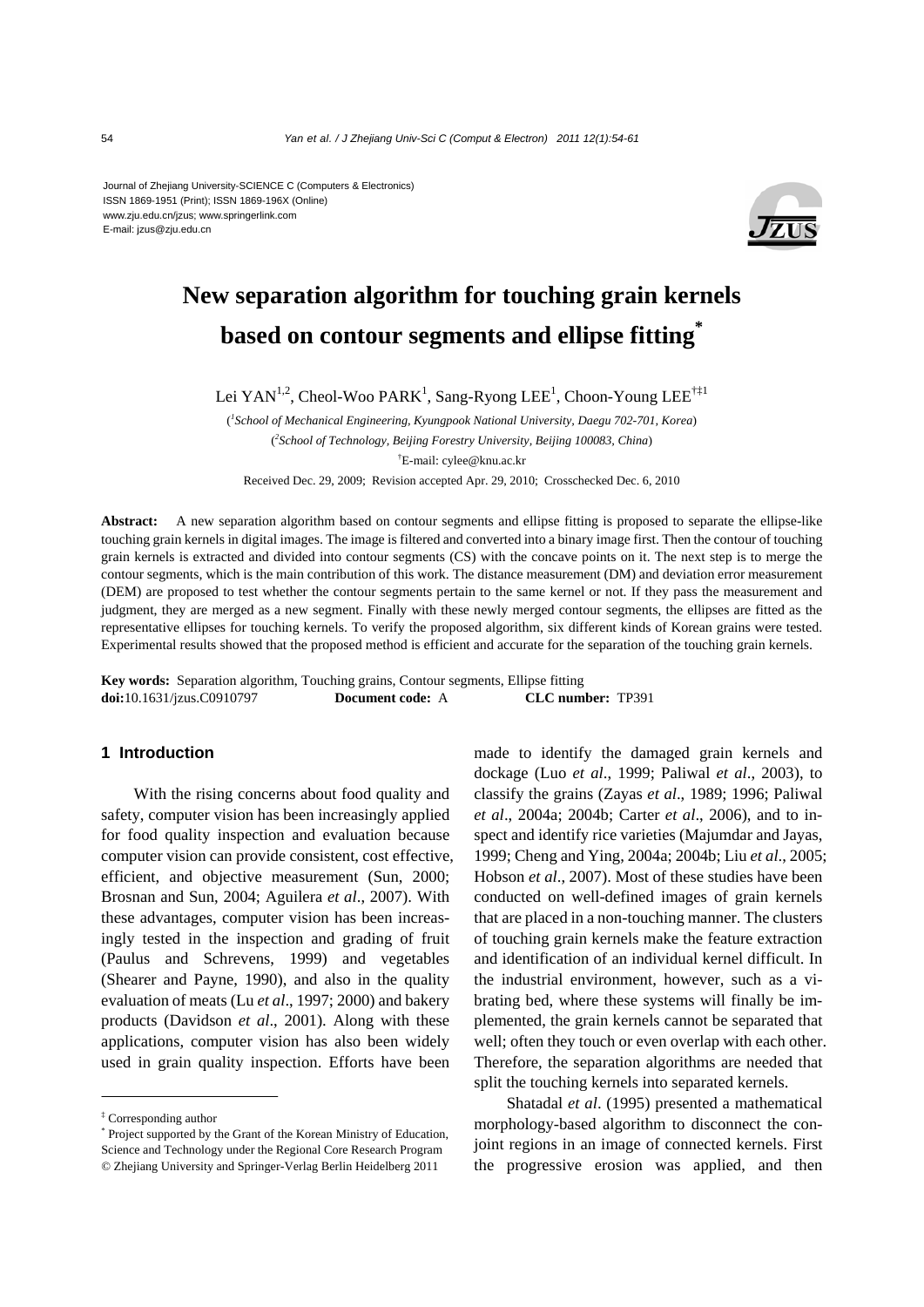Journal of Zhejiang University-SCIENCE C (Computers & Electronics)
ISSN 1869-1951 (Print); ISSN 1869-196X (Online)
www.zju.edu.cn/jzus; www.springerlink.com
E-mail: jzus@zju.edu.cn

# New separation algorithm for touching grain kernels based on contour segments and ellipse fitting[*]

Lei YAN[1,2], Cheol-Woo PARK[1], Sang-Ryong LEE[1], Choon-Young LEE[†‡1]

([1]*School of Mechanical Engineering, Kyungpook National University, Daegu 702-701, Korea*)

([2]*School of Technology, Beijing Forestry University, Beijing 100083, China*)

[†]E-mail: cylee@knu.ac.kr

Received Dec. 29, 2009; Revision accepted Apr. 29, 2010; Crosschecked Dec. 6, 2010

**Abstract:** A new separation algorithm based on contour segments and ellipse fitting is proposed to separate the ellipse-like touching grain kernels in digital images. The image is filtered and converted into a binary image first. Then the contour of touching grain kernels is extracted and divided into contour segments (CS) with the concave points on it. The next step is to merge the contour segments, which is the main contribution of this work. The distance measurement (DM) and deviation error measurement (DEM) are proposed to test whether the contour segments pertain to the same kernel or not. If they pass the measurement and judgment, they are merged as a new segment. Finally with these newly merged contour segments, the ellipses are fitted as the representative ellipses for touching kernels. To verify the proposed algorithm, six different kinds of Korean grains were tested. Experimental results showed that the proposed method is efficient and accurate for the separation of the touching grain kernels.

**Key words:** Separation algorithm, Touching grains, Contour segments, Ellipse fitting

**doi:**10.1631/jzus.C0910797 **Document code:** A **CLC number:** TP391

## 1 Introduction

With the rising concerns about food quality and safety, computer vision has been increasingly applied for food quality inspection and evaluation because computer vision can provide consistent, cost effective, efficient, and objective measurement (Sun, 2000; Brosnan and Sun, 2004; Aguilera *et al*., 2007). With these advantages, computer vision has been increasingly tested in the inspection and grading of fruit (Paulus and Schrevens, 1999) and vegetables (Shearer and Payne, 1990), and also in the quality evaluation of meats (Lu *et al*., 1997; 2000) and bakery products (Davidson *et al*., 2001). Along with these applications, computer vision has also been widely used in grain quality inspection. Efforts have been made to identify the damaged grain kernels and dockage (Luo *et al*., 1999; Paliwal *et al*., 2003), to classify the grains (Zayas *et al*., 1989; 1996; Paliwal *et al*., 2004a; 2004b; Carter *et al*., 2006), and to inspect and identify rice varieties (Majumdar and Jayas, 1999; Cheng and Ying, 2004a; 2004b; Liu *et al*., 2005; Hobson *et al*., 2007). Most of these studies have been conducted on well-defined images of grain kernels that are placed in a non-touching manner. The clusters of touching grain kernels make the feature extraction and identification of an individual kernel difficult. In the industrial environment, however, such as a vibrating bed, where these systems will finally be implemented, the grain kernels cannot be separated that well; often they touch or even overlap with each other. Therefore, the separation algorithms are needed that split the touching kernels into separated kernels.

Shatadal *et al*. (1995) presented a mathematical morphology-based algorithm to disconnect the conjoint regions in an image of connected kernels. First the progressive erosion was applied, and then

---

[‡] Corresponding author

[*] Project supported by the Grant of the Korean Ministry of Education, Science and Technology under the Regional Core Research Program

© Zhejiang University and Springer-Verlag Berlin Heidelberg 2011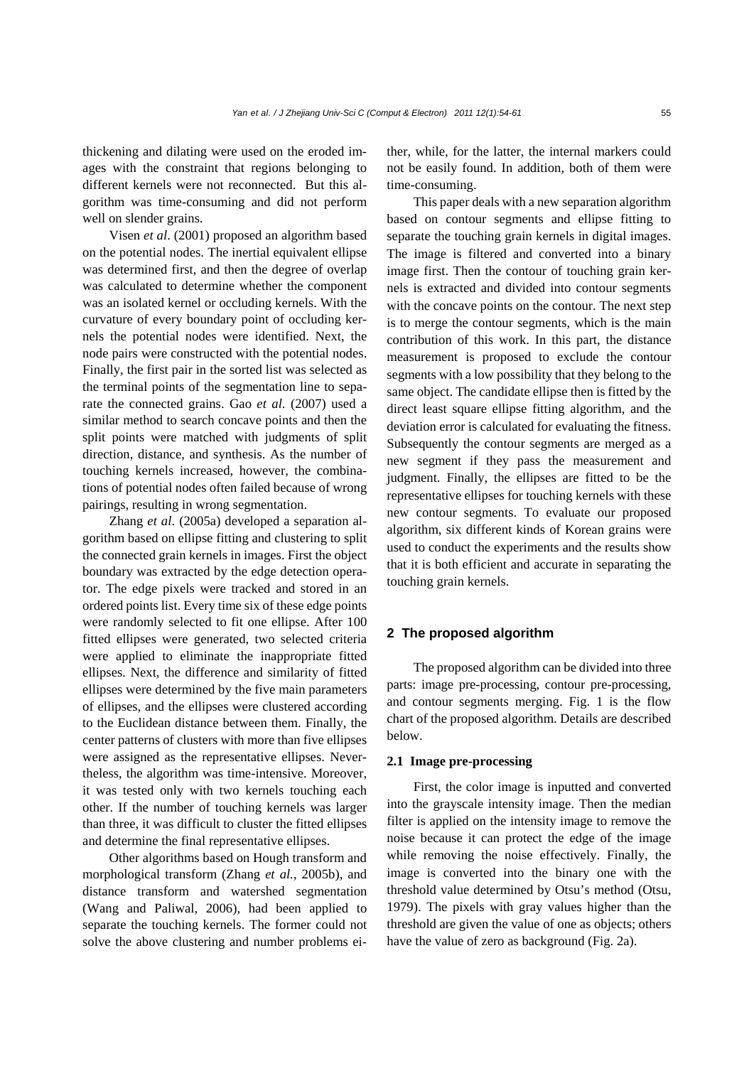thickening and dilating were used on the eroded images with the constraint that regions belonging to different kernels were not reconnected. But this algorithm was time-consuming and did not perform well on slender grains.

Visen *et al*. (2001) proposed an algorithm based on the potential nodes. The inertial equivalent ellipse was determined first, and then the degree of overlap was calculated to determine whether the component was an isolated kernel or occluding kernels. With the curvature of every boundary point of occluding kernels the potential nodes were identified. Next, the node pairs were constructed with the potential nodes. Finally, the first pair in the sorted list was selected as the terminal points of the segmentation line to separate the connected grains. Gao *et al.* (2007) used a similar method to search concave points and then the split points were matched with judgments of split direction, distance, and synthesis. As the number of touching kernels increased, however, the combinations of potential nodes often failed because of wrong pairings, resulting in wrong segmentation.

Zhang *et al*. (2005a) developed a separation algorithm based on ellipse fitting and clustering to split the connected grain kernels in images. First the object boundary was extracted by the edge detection operator. The edge pixels were tracked and stored in an ordered points list. Every time six of these edge points were randomly selected to fit one ellipse. After 100 fitted ellipses were generated, two selected criteria were applied to eliminate the inappropriate fitted ellipses. Next, the difference and similarity of fitted ellipses were determined by the five main parameters of ellipses, and the ellipses were clustered according to the Euclidean distance between them. Finally, the center patterns of clusters with more than five ellipses were assigned as the representative ellipses. Nevertheless, the algorithm was time-intensive. Moreover, it was tested only with two kernels touching each other. If the number of touching kernels was larger than three, it was difficult to cluster the fitted ellipses and determine the final representative ellipses.

Other algorithms based on Hough transform and morphological transform (Zhang *et al.*, 2005b), and distance transform and watershed segmentation (Wang and Paliwal, 2006), had been applied to separate the touching kernels. The former could not solve the above clustering and number problems either, while, for the latter, the internal markers could not be easily found. In addition, both of them were time-consuming.

This paper deals with a new separation algorithm based on contour segments and ellipse fitting to separate the touching grain kernels in digital images. The image is filtered and converted into a binary image first. Then the contour of touching grain kernels is extracted and divided into contour segments with the concave points on the contour. The next step is to merge the contour segments, which is the main contribution of this work. In this part, the distance measurement is proposed to exclude the contour segments with a low possibility that they belong to the same object. The candidate ellipse then is fitted by the direct least square ellipse fitting algorithm, and the deviation error is calculated for evaluating the fitness. Subsequently the contour segments are merged as a new segment if they pass the measurement and judgment. Finally, the ellipses are fitted to be the representative ellipses for touching kernels with these new contour segments. To evaluate our proposed algorithm, six different kinds of Korean grains were used to conduct the experiments and the results show that it is both efficient and accurate in separating the touching grain kernels.

## 2 The proposed algorithm

The proposed algorithm can be divided into three parts: image pre-processing, contour pre-processing, and contour segments merging. Fig. 1 is the flow chart of the proposed algorithm. Details are described below.

### 2.1 Image pre-processing

First, the color image is inputted and converted into the grayscale intensity image. Then the median filter is applied on the intensity image to remove the noise because it can protect the edge of the image while removing the noise effectively. Finally, the image is converted into the binary one with the threshold value determined by Otsu's method (Otsu, 1979). The pixels with gray values higher than the threshold are given the value of one as objects; others have the value of zero as background (Fig. 2a).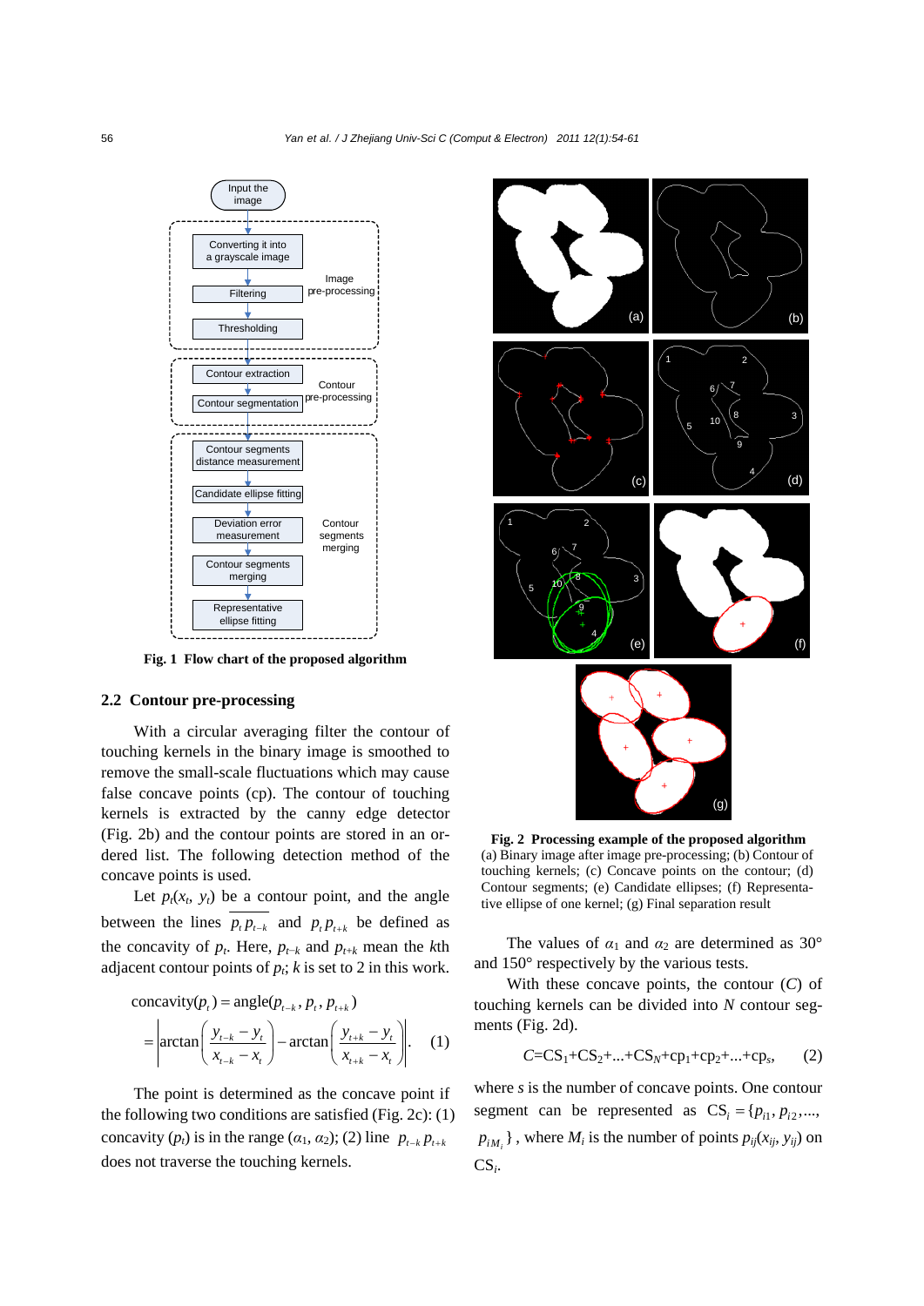Fig. 1 Flow chart of the proposed algorithm

Fig. 2 Processing example of the proposed algorithm
(a) Binary image after image pre-processing; (b) Contour of touching kernels; (c) Concave points on the contour; (d) Contour segments; (e) Candidate ellipses; (f) Representative ellipse of one kernel; (g) Final separation result

## 2.2 Contour pre-processing

With a circular averaging filter the contour of touching kernels in the binary image is smoothed to remove the small-scale fluctuations which may cause false concave points (cp). The contour of touching kernels is extracted by the canny edge detector (Fig. 2b) and the contour points are stored in an ordered list. The following detection method of the concave points is used.

Let $p_t(x_t, y_t)$ be a contour point, and the angle between the lines $\overline{p_t p_{t-k}}$ and $\overline{p_t p_{t+k}}$ be defined as the concavity of $p_t$. Here, $p_{t-k}$ and $p_{t+k}$ mean the $k$th adjacent contour points of $p_t$; $k$ is set to 2 in this work.

$$\text{concavity}(p_t) = \text{angle}(p_{t-k}, p_t, p_{t+k}) = \left| \arctan\left(\frac{y_{t-k} - y_t}{x_{t-k} - x_t}\right) - \arctan\left(\frac{y_{t+k} - y_t}{x_{t+k} - x_t}\right) \right|. \quad (1)$$

The point is determined as the concave point if the following two conditions are satisfied (Fig. 2c): (1) concavity ($p_t$) is in the range ($\alpha_1$, $\alpha_2$); (2) line $\overline{p_{t-k} p_{t+k}}$ does not traverse the touching kernels.

The values of $\alpha_1$ and $\alpha_2$ are determined as 30° and 150° respectively by the various tests.

With these concave points, the contour ($C$) of touching kernels can be divided into $N$ contour segments (Fig. 2d).

$$C = \text{CS}_1 + \text{CS}_2 + \ldots + \text{CS}_N + \text{cp}_1 + \text{cp}_2 + \ldots + \text{cp}_s, \quad (2)$$

where $s$ is the number of concave points. One contour segment can be represented as $\text{CS}_i = \{p_{i1}, p_{i2}, \ldots, p_{iM_i}\}$, where $M_i$ is the number of points $p_{ij}(x_{ij}, y_{ij})$ on $\text{CS}_i$.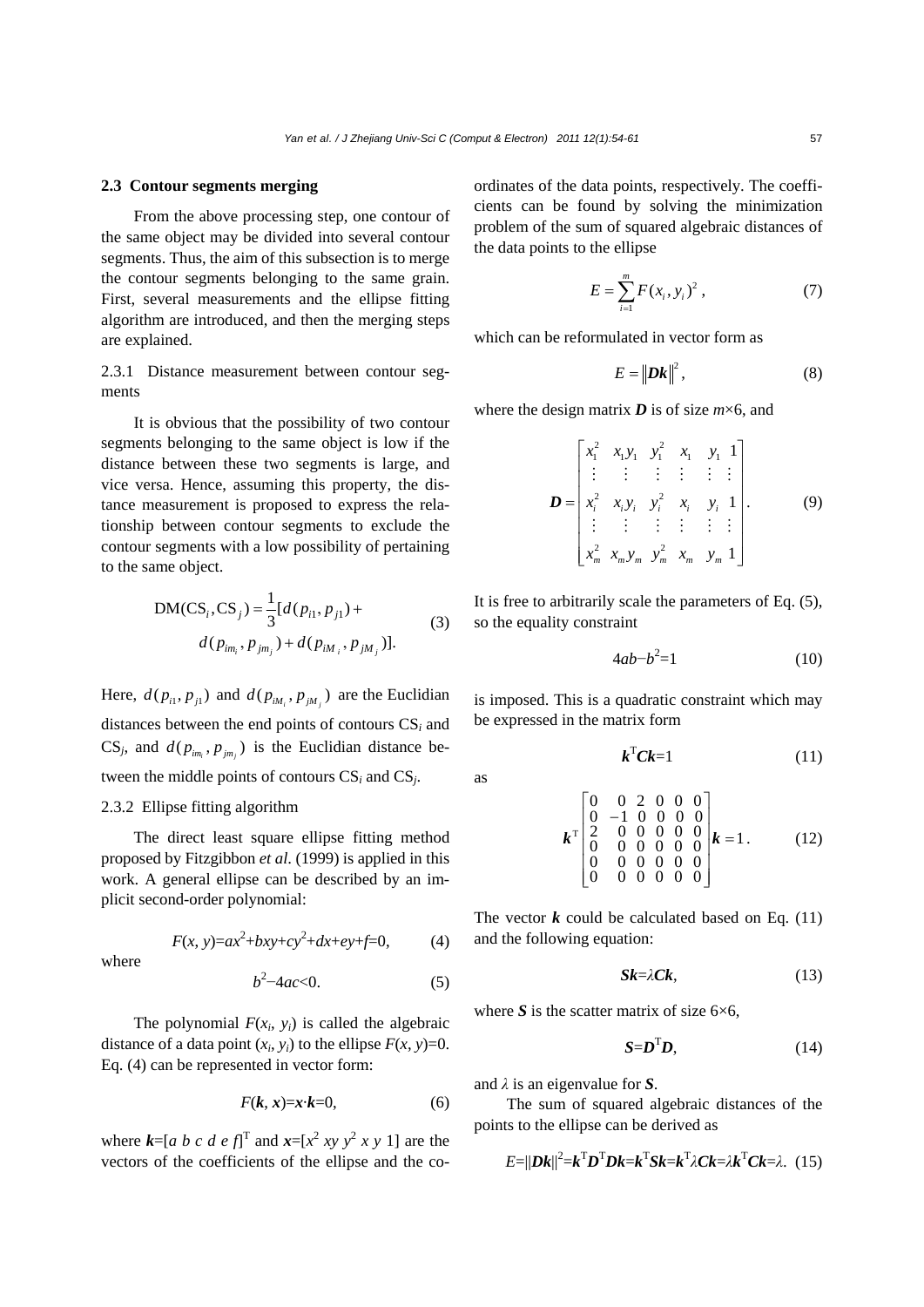### 2.3 Contour segments merging

From the above processing step, one contour of the same object may be divided into several contour segments. Thus, the aim of this subsection is to merge the contour segments belonging to the same grain. First, several measurements and the ellipse fitting algorithm are introduced, and then the merging steps are explained.

#### 2.3.1 Distance measurement between contour segments

It is obvious that the possibility of two contour segments belonging to the same object is low if the distance between these two segments is large, and vice versa. Hence, assuming this property, the distance measurement is proposed to express the relationship between contour segments to exclude the contour segments with a low possibility of pertaining to the same object.

$$\mathrm{DM}(\mathrm{CS}_i, \mathrm{CS}_j) = \frac{1}{3}[d(p_{i1}, p_{j1}) + d(p_{im_i}, p_{jm_j}) + d(p_{iM_i}, p_{jM_j})]. \quad (3)$$

Here, $d(p_{i1}, p_{j1})$ and $d(p_{iM_i}, p_{jM_j})$ are the Euclidian distances between the end points of contours $\mathrm{CS}_i$ and $\mathrm{CS}_j$, and $d(p_{im_i}, p_{jm_j})$ is the Euclidian distance between the middle points of contours $\mathrm{CS}_i$ and $\mathrm{CS}_j$.

#### 2.3.2 Ellipse fitting algorithm

The direct least square ellipse fitting method proposed by Fitzgibbon *et al.* (1999) is applied in this work. A general ellipse can be described by an implicit second-order polynomial:

$$F(x, y)=ax^2+bxy+cy^2+dx+ey+f=0, \quad (4)$$

where

$$b^2-4ac<0. \quad (5)$$

The polynomial $F(x_i, y_i)$ is called the algebraic distance of a data point $(x_i, y_i)$ to the ellipse $F(x, y)=0$. Eq. (4) can be represented in vector form:

$$F(\boldsymbol{k}, \boldsymbol{x})=\boldsymbol{x}\cdot\boldsymbol{k}=0, \quad (6)$$

where $\boldsymbol{k}=[a\ b\ c\ d\ e\ f]^{\mathrm{T}}$ and $\boldsymbol{x}=[x^2\ xy\ y^2\ x\ y\ 1]$ are the vectors of the coefficients of the ellipse and the coordinates of the data points, respectively. The coefficients can be found by solving the minimization problem of the sum of squared algebraic distances of the data points to the ellipse

$$E=\sum_{i=1}^{m} F(x_i, y_i)^2, \quad (7)$$

which can be reformulated in vector form as

$$E=\|\boldsymbol{Dk}\|^2, \quad (8)$$

where the design matrix $\boldsymbol{D}$ is of size $m$×6, and

$$\boldsymbol{D}=\begin{bmatrix} x_1^2 & x_1y_1 & y_1^2 & x_1 & y_1 & 1 \\ \vdots & \vdots & \vdots & \vdots & \vdots & \vdots \\ x_i^2 & x_iy_i & y_i^2 & x_i & y_i & 1 \\ \vdots & \vdots & \vdots & \vdots & \vdots & \vdots \\ x_m^2 & x_my_m & y_m^2 & x_m & y_m & 1 \end{bmatrix}. \quad (9)$$

It is free to arbitrarily scale the parameters of Eq. (5), so the equality constraint

$$4ab-b^2=1 \quad (10)$$

is imposed. This is a quadratic constraint which may be expressed in the matrix form

$$\boldsymbol{k}^{\mathrm{T}}\boldsymbol{Ck}=1 \quad (11)$$

as

$$\boldsymbol{k}^{\mathrm{T}}\begin{bmatrix} 0 & 0 & 2 & 0 & 0 & 0 \\ 0 & -1 & 0 & 0 & 0 & 0 \\ 2 & 0 & 0 & 0 & 0 & 0 \\ 0 & 0 & 0 & 0 & 0 & 0 \\ 0 & 0 & 0 & 0 & 0 & 0 \\ 0 & 0 & 0 & 0 & 0 & 0 \end{bmatrix}\boldsymbol{k}=1. \quad (12)$$

The vector $\boldsymbol{k}$ could be calculated based on Eq. (11) and the following equation:

$$\boldsymbol{Sk}=\lambda\boldsymbol{Ck}, \quad (13)$$

where $\boldsymbol{S}$ is the scatter matrix of size 6×6,

$$\boldsymbol{S}=\boldsymbol{D}^{\mathrm{T}}\boldsymbol{D}, \quad (14)$$

and $\lambda$ is an eigenvalue for $\boldsymbol{S}$.

The sum of squared algebraic distances of the points to the ellipse can be derived as

$$E=\|\boldsymbol{Dk}\|^2=\boldsymbol{k}^{\mathrm{T}}\boldsymbol{D}^{\mathrm{T}}\boldsymbol{Dk}=\boldsymbol{k}^{\mathrm{T}}\boldsymbol{Sk}=\boldsymbol{k}^{\mathrm{T}}\lambda\boldsymbol{Ck}=\lambda\boldsymbol{k}^{\mathrm{T}}\boldsymbol{Ck}=\lambda. \quad (15)$$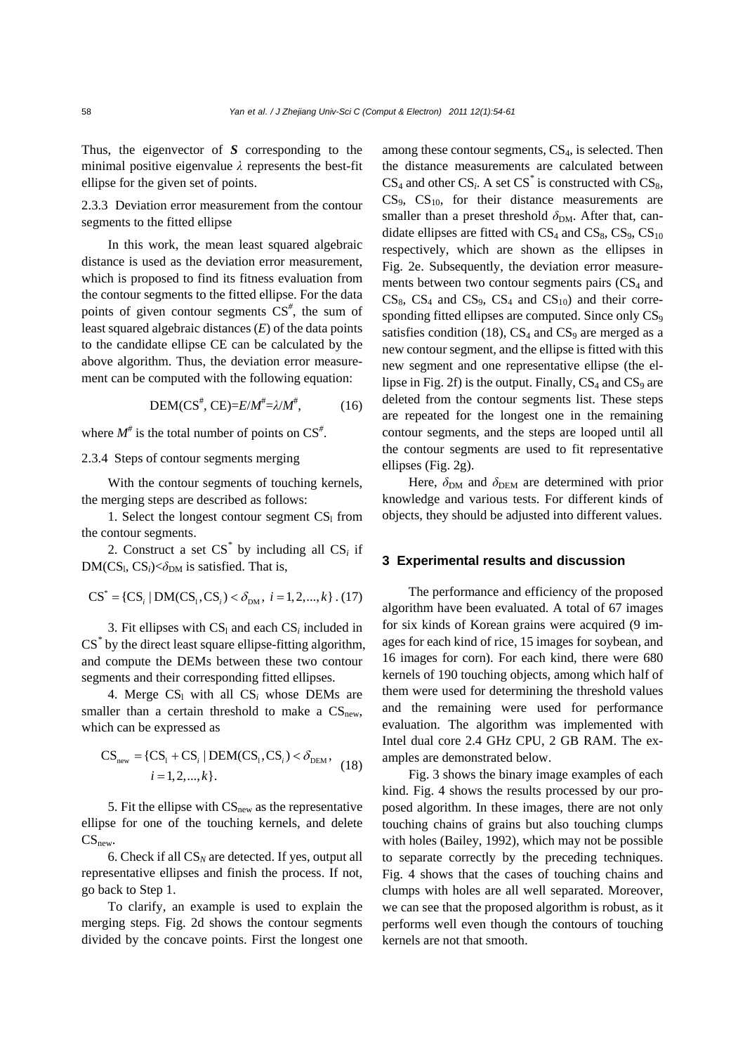Thus, the eigenvector of $\boldsymbol{S}$ corresponding to the minimal positive eigenvalue $\lambda$ represents the best-fit ellipse for the given set of points.

#### 2.3.3 Deviation error measurement from the contour segments to the fitted ellipse

In this work, the mean least squared algebraic distance is used as the deviation error measurement, which is proposed to find its fitness evaluation from the contour segments to the fitted ellipse. For the data points of given contour segments $\mathrm{CS}^{\#}$, the sum of least squared algebraic distances ($E$) of the data points to the candidate ellipse CE can be calculated by the above algorithm. Thus, the deviation error measurement can be computed with the following equation:

$$\mathrm{DEM}(\mathrm{CS}^{\#}, \mathrm{CE})=E/M^{\#}=\lambda/M^{\#}, \tag{16}$$

where $M^{\#}$ is the total number of points on $\mathrm{CS}^{\#}$.

#### 2.3.4 Steps of contour segments merging

With the contour segments of touching kernels, the merging steps are described as follows:

1. Select the longest contour segment $\mathrm{CS}_{\mathrm{l}}$ from the contour segments.

2. Construct a set $\mathrm{CS}^{*}$ by including all $\mathrm{CS}_i$ if $\mathrm{DM}(\mathrm{CS}_{\mathrm{l}}, \mathrm{CS}_i)<\delta_{\mathrm{DM}}$ is satisfied. That is,

$$\mathrm{CS}^{*}=\{\mathrm{CS}_i \mid \mathrm{DM}(\mathrm{CS}_{\mathrm{l}}, \mathrm{CS}_i)<\delta_{\mathrm{DM}},\ i=1,2,\ldots,k\}. \tag{17}$$

3. Fit ellipses with $\mathrm{CS}_{\mathrm{l}}$ and each $\mathrm{CS}_i$ included in $\mathrm{CS}^{*}$ by the direct least square ellipse-fitting algorithm, and compute the DEMs between these two contour segments and their corresponding fitted ellipses.

4. Merge $\mathrm{CS}_{\mathrm{l}}$ with all $\mathrm{CS}_i$ whose DEMs are smaller than a certain threshold to make a $\mathrm{CS}_{\mathrm{new}}$, which can be expressed as

$$\mathrm{CS}_{\mathrm{new}}=\{\mathrm{CS}_{\mathrm{l}}+\mathrm{CS}_i \mid \mathrm{DEM}(\mathrm{CS}_{\mathrm{l}}, \mathrm{CS}_i)<\delta_{\mathrm{DEM}},\ i=1,2,\ldots,k\}. \tag{18}$$

5. Fit the ellipse with $\mathrm{CS}_{\mathrm{new}}$ as the representative ellipse for one of the touching kernels, and delete $\mathrm{CS}_{\mathrm{new}}$.

6. Check if all $\mathrm{CS}_N$ are detected. If yes, output all representative ellipses and finish the process. If not, go back to Step 1.

To clarify, an example is used to explain the merging steps. Fig. 2d shows the contour segments divided by the concave points. First the longest one among these contour segments, $\mathrm{CS}_4$, is selected. Then the distance measurements are calculated between $\mathrm{CS}_4$ and other $\mathrm{CS}_i$. A set $\mathrm{CS}^{*}$ is constructed with $\mathrm{CS}_8$, $\mathrm{CS}_9$, $\mathrm{CS}_{10}$, for their distance measurements are smaller than a preset threshold $\delta_{\mathrm{DM}}$. After that, candidate ellipses are fitted with $\mathrm{CS}_4$ and $\mathrm{CS}_8$, $\mathrm{CS}_9$, $\mathrm{CS}_{10}$ respectively, which are shown as the ellipses in Fig. 2e. Subsequently, the deviation error measurements between two contour segments pairs ($\mathrm{CS}_4$ and $\mathrm{CS}_8$, $\mathrm{CS}_4$ and $\mathrm{CS}_9$, $\mathrm{CS}_4$ and $\mathrm{CS}_{10}$) and their corresponding fitted ellipses are computed. Since only $\mathrm{CS}_9$ satisfies condition (18), $\mathrm{CS}_4$ and $\mathrm{CS}_9$ are merged as a new contour segment, and the ellipse is fitted with this new segment and one representative ellipse (the ellipse in Fig. 2f) is the output. Finally, $\mathrm{CS}_4$ and $\mathrm{CS}_9$ are deleted from the contour segments list. These steps are repeated for the longest one in the remaining contour segments, and the steps are looped until all the contour segments are used to fit representative ellipses (Fig. 2g).

Here, $\delta_{\mathrm{DM}}$ and $\delta_{\mathrm{DEM}}$ are determined with prior knowledge and various tests. For different kinds of objects, they should be adjusted into different values.

## 3 Experimental results and discussion

The performance and efficiency of the proposed algorithm have been evaluated. A total of 67 images for six kinds of Korean grains were acquired (9 images for each kind of rice, 15 images for soybean, and 16 images for corn). For each kind, there were 680 kernels of 190 touching objects, among which half of them were used for determining the threshold values and the remaining were used for performance evaluation. The algorithm was implemented with Intel dual core 2.4 GHz CPU, 2 GB RAM. The examples are demonstrated below.

Fig. 3 shows the binary image examples of each kind. Fig. 4 shows the results processed by our proposed algorithm. In these images, there are not only touching chains of grains but also touching clumps with holes (Bailey, 1992), which may not be possible to separate correctly by the preceding techniques. Fig. 4 shows that the cases of touching chains and clumps with holes are all well separated. Moreover, we can see that the proposed algorithm is robust, as it performs well even though the contours of touching kernels are not that smooth.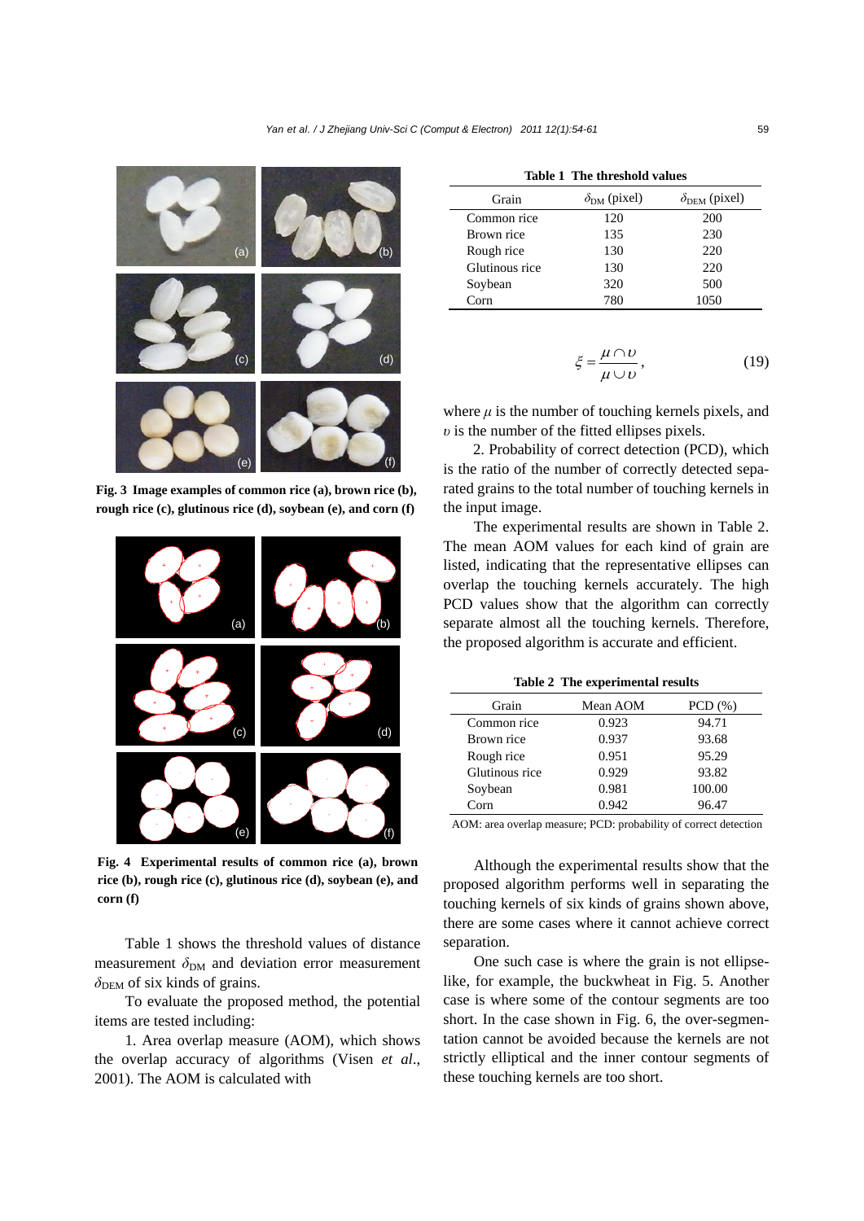Fig. 3 Image examples of common rice (a), brown rice (b), rough rice (c), glutinous rice (d), soybean (e), and corn (f)

Fig. 4 Experimental results of common rice (a), brown rice (b), rough rice (c), glutinous rice (d), soybean (e), and corn (f)

Table 1 shows the threshold values of distance measurement $\delta_{\mathrm{DM}}$ and deviation error measurement $\delta_{\mathrm{DEM}}$ of six kinds of grains.

To evaluate the proposed method, the potential items are tested including:

1. Area overlap measure (AOM), which shows the overlap accuracy of algorithms (Visen *et al.*, 2001). The AOM is calculated with

**Table 1 The threshold values**

| Grain | $\delta_{\mathrm{DM}}$ (pixel) | $\delta_{\mathrm{DEM}}$ (pixel) |
|---|---|---|
| Common rice | 120 | 200 |
| Brown rice | 135 | 230 |
| Rough rice | 130 | 220 |
| Glutinous rice | 130 | 220 |
| Soybean | 320 | 500 |
| Corn | 780 | 1050 |

$$\xi = \frac{\mu \cap \upsilon}{\mu \cup \upsilon}, \tag{19}$$

where $\mu$ is the number of touching kernels pixels, and $\upsilon$ is the number of the fitted ellipses pixels.

2. Probability of correct detection (PCD), which is the ratio of the number of correctly detected separated grains to the total number of touching kernels in the input image.

The experimental results are shown in Table 2. The mean AOM values for each kind of grain are listed, indicating that the representative ellipses can overlap the touching kernels accurately. The high PCD values show that the algorithm can correctly separate almost all the touching kernels. Therefore, the proposed algorithm is accurate and efficient.

**Table 2 The experimental results**

| Grain | Mean AOM | PCD (%) |
|---|---|---|
| Common rice | 0.923 | 94.71 |
| Brown rice | 0.937 | 93.68 |
| Rough rice | 0.951 | 95.29 |
| Glutinous rice | 0.929 | 93.82 |
| Soybean | 0.981 | 100.00 |
| Corn | 0.942 | 96.47 |

AOM: area overlap measure; PCD: probability of correct detection

Although the experimental results show that the proposed algorithm performs well in separating the touching kernels of six kinds of grains shown above, there are some cases where it cannot achieve correct separation.

One such case is where the grain is not ellipse-like, for example, the buckwheat in Fig. 5. Another case is where some of the contour segments are too short. In the case shown in Fig. 6, the over-segmentation cannot be avoided because the kernels are not strictly elliptical and the inner contour segments of these touching kernels are too short.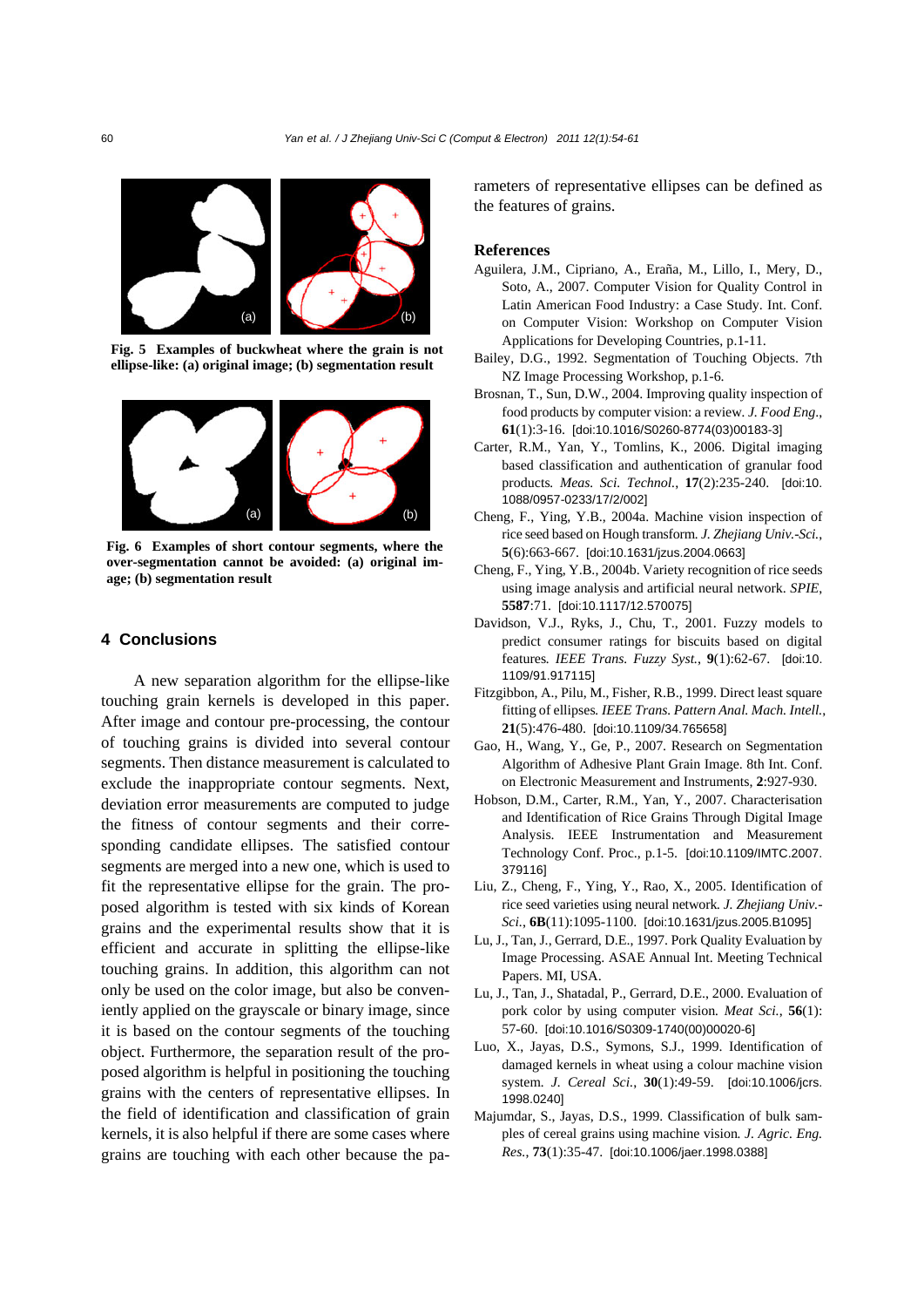Fig. 5 Examples of buckwheat where the grain is not ellipse-like: (a) original image; (b) segmentation result

Fig. 6 Examples of short contour segments, where the over-segmentation cannot be avoided: (a) original image; (b) segmentation result

## 4 Conclusions

A new separation algorithm for the ellipse-like touching grain kernels is developed in this paper. After image and contour pre-processing, the contour of touching grains is divided into several contour segments. Then distance measurement is calculated to exclude the inappropriate contour segments. Next, deviation error measurements are computed to judge the fitness of contour segments and their corresponding candidate ellipses. The satisfied contour segments are merged into a new one, which is used to fit the representative ellipse for the grain. The proposed algorithm is tested with six kinds of Korean grains and the experimental results show that it is efficient and accurate in splitting the ellipse-like touching grains. In addition, this algorithm can not only be used on the color image, but also be conveniently applied on the grayscale or binary image, since it is based on the contour segments of the touching object. Furthermore, the separation result of the proposed algorithm is helpful in positioning the touching grains with the centers of representative ellipses. In the field of identification and classification of grain kernels, it is also helpful if there are some cases where grains are touching with each other because the parameters of representative ellipses can be defined as the features of grains.

## References

Aguilera, J.M., Cipriano, A., Eraña, M., Lillo, I., Mery, D., Soto, A., 2007. Computer Vision for Quality Control in Latin American Food Industry: a Case Study. Int. Conf. on Computer Vision: Workshop on Computer Vision Applications for Developing Countries, p.1-11.

Bailey, D.G., 1992. Segmentation of Touching Objects. 7th NZ Image Processing Workshop, p.1-6.

Brosnan, T., Sun, D.W., 2004. Improving quality inspection of food products by computer vision: a review. *J. Food Eng.*, **61**(1):3-16. [doi:10.1016/S0260-8774(03)00183-3]

Carter, R.M., Yan, Y., Tomlins, K., 2006. Digital imaging based classification and authentication of granular food products. *Meas. Sci. Technol.*, **17**(2):235-240. [doi:10.1088/0957-0233/17/2/002]

Cheng, F., Ying, Y.B., 2004a. Machine vision inspection of rice seed based on Hough transform. *J. Zhejiang Univ.-Sci.*, **5**(6):663-667. [doi:10.1631/jzus.2004.0663]

Cheng, F., Ying, Y.B., 2004b. Variety recognition of rice seeds using image analysis and artificial neural network. *SPIE*, **5587**:71. [doi:10.1117/12.570075]

Davidson, V.J., Ryks, J., Chu, T., 2001. Fuzzy models to predict consumer ratings for biscuits based on digital features. *IEEE Trans. Fuzzy Syst.*, **9**(1):62-67. [doi:10.1109/91.917115]

Fitzgibbon, A., Pilu, M., Fisher, R.B., 1999. Direct least square fitting of ellipses. *IEEE Trans. Pattern Anal. Mach. Intell.*, **21**(5):476-480. [doi:10.1109/34.765658]

Gao, H., Wang, Y., Ge, P., 2007. Research on Segmentation Algorithm of Adhesive Plant Grain Image. 8th Int. Conf. on Electronic Measurement and Instruments, **2**:927-930.

Hobson, D.M., Carter, R.M., Yan, Y., 2007. Characterisation and Identification of Rice Grains Through Digital Image Analysis. IEEE Instrumentation and Measurement Technology Conf. Proc., p.1-5. [doi:10.1109/IMTC.2007.379116]

Liu, Z., Cheng, F., Ying, Y., Rao, X., 2005. Identification of rice seed varieties using neural network. *J. Zhejiang Univ.-Sci.*, **6B**(11):1095-1100. [doi:10.1631/jzus.2005.B1095]

Lu, J., Tan, J., Gerrard, D.E., 1997. Pork Quality Evaluation by Image Processing. ASAE Annual Int. Meeting Technical Papers. MI, USA.

Lu, J., Tan, J., Shatadal, P., Gerrard, D.E., 2000. Evaluation of pork color by using computer vision. *Meat Sci.*, **56**(1):57-60. [doi:10.1016/S0309-1740(00)00020-6]

Luo, X., Jayas, D.S., Symons, S.J., 1999. Identification of damaged kernels in wheat using a colour machine vision system. *J. Cereal Sci.*, **30**(1):49-59. [doi:10.1006/jcrs.1998.0240]

Majumdar, S., Jayas, D.S., 1999. Classification of bulk samples of cereal grains using machine vision. *J. Agric. Eng. Res.*, **73**(1):35-47. [doi:10.1006/jaer.1998.0388]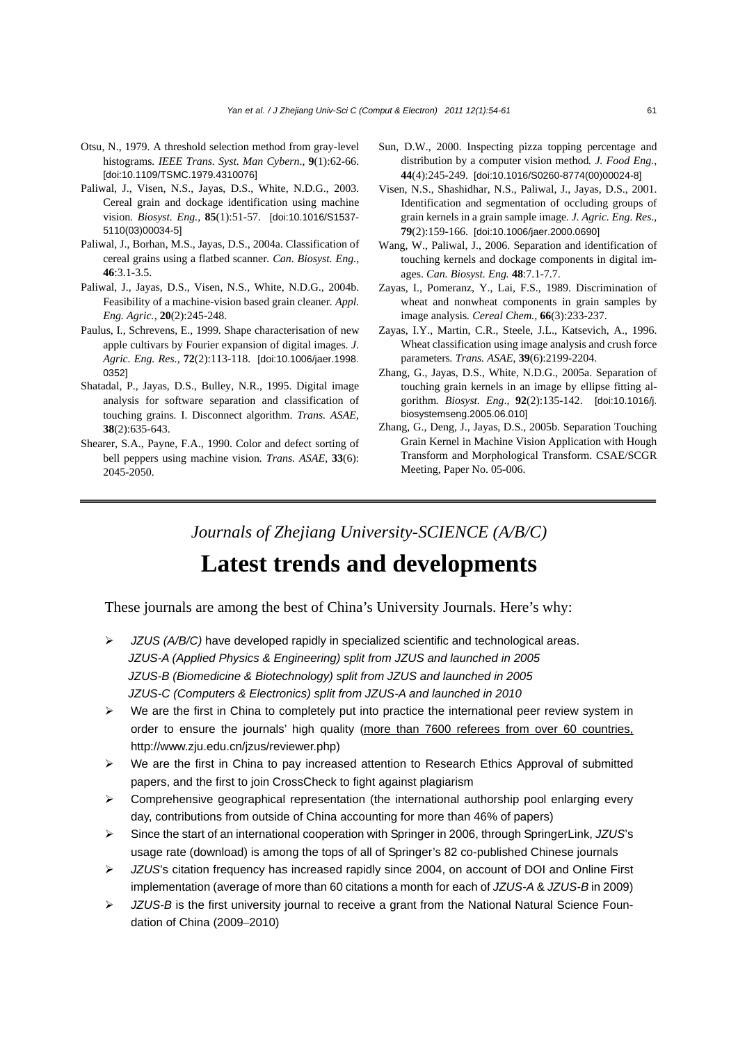Otsu, N., 1979. A threshold selection method from gray-level histograms. *IEEE Trans. Syst. Man Cybern*., **9**(1):62-66. [doi:10.1109/TSMC.1979.4310076]

Paliwal, J., Visen, N.S., Jayas, D.S., White, N.D.G., 2003. Cereal grain and dockage identification using machine vision. *Biosyst. Eng.*, **85**(1):51-57. [doi:10.1016/S1537-5110(03)00034-5]

Paliwal, J., Borhan, M.S., Jayas, D.S., 2004a. Classification of cereal grains using a flatbed scanner. *Can. Biosyst. Eng.*, **46**:3.1-3.5.

Paliwal, J., Jayas, D.S., Visen, N.S., White, N.D.G., 2004b. Feasibility of a machine-vision based grain cleaner. *Appl. Eng. Agric.*, **20**(2):245-248.

Paulus, I., Schrevens, E., 1999. Shape characterisation of new apple cultivars by Fourier expansion of digital images. *J. Agric. Eng. Res.*, **72**(2):113-118. [doi:10.1006/jaer.1998.0352]

Shatadal, P., Jayas, D.S., Bulley, N.R., 1995. Digital image analysis for software separation and classification of touching grains. I. Disconnect algorithm. *Trans. ASAE*, **38**(2):635-643.

Shearer, S.A., Payne, F.A., 1990. Color and defect sorting of bell peppers using machine vision. *Trans. ASAE*, **33**(6):2045-2050.

Sun, D.W., 2000. Inspecting pizza topping percentage and distribution by a computer vision method. *J. Food Eng.*, **44**(4):245-249. [doi:10.1016/S0260-8774(00)00024-8]

Visen, N.S., Shashidhar, N.S., Paliwal, J., Jayas, D.S., 2001. Identification and segmentation of occluding groups of grain kernels in a grain sample image. *J. Agric. Eng. Res.*, **79**(2):159-166. [doi:10.1006/jaer.2000.0690]

Wang, W., Paliwal, J., 2006. Separation and identification of touching kernels and dockage components in digital images. *Can. Biosyst. Eng.* **48**:7.1-7.7.

Zayas, I., Pomeranz, Y., Lai, F.S., 1989. Discrimination of wheat and nonwheat components in grain samples by image analysis. *Cereal Chem.*, **66**(3):233-237.

Zayas, I.Y., Martin, C.R., Steele, J.L., Katsevich, A., 1996. Wheat classification using image analysis and crush force parameters. *Trans. ASAE*, **39**(6):2199-2204.

Zhang, G., Jayas, D.S., White, N.D.G., 2005a. Separation of touching grain kernels in an image by ellipse fitting algorithm. *Biosyst. Eng*., **92**(2):135-142. [doi:10.1016/j.biosystemseng.2005.06.010]

Zhang, G., Deng, J., Jayas, D.S., 2005b. Separation Touching Grain Kernel in Machine Vision Application with Hough Transform and Morphological Transform. CSAE/SCGR Meeting, Paper No. 05-006.

---

*Journals of Zhejiang University-SCIENCE (A/B/C)*

# Latest trends and developments

These journals are among the best of China's University Journals. Here's why:

- *JZUS (A/B/C)* have developed rapidly in specialized scientific and technological areas.
  *JZUS-A (Applied Physics & Engineering) split from JZUS and launched in 2005*
  *JZUS-B (Biomedicine & Biotechnology) split from JZUS and launched in 2005*
  *JZUS-C (Computers & Electronics) split from JZUS-A and launched in 2010*
- We are the first in China to completely put into practice the international peer review system in order to ensure the journals' high quality (more than 7600 referees from over 60 countries, http://www.zju.edu.cn/jzus/reviewer.php)
- We are the first in China to pay increased attention to Research Ethics Approval of submitted papers, and the first to join CrossCheck to fight against plagiarism
- Comprehensive geographical representation (the international authorship pool enlarging every day, contributions from outside of China accounting for more than 46% of papers)
- Since the start of an international cooperation with Springer in 2006, through SpringerLink, *JZUS*'s usage rate (download) is among the tops of all of Springer's 82 co-published Chinese journals
- *JZUS*'s citation frequency has increased rapidly since 2004, on account of DOI and Online First implementation (average of more than 60 citations a month for each of *JZUS-A* & *JZUS-B* in 2009)
- *JZUS-B* is the first university journal to receive a grant from the National Natural Science Foundation of China (2009–2010)